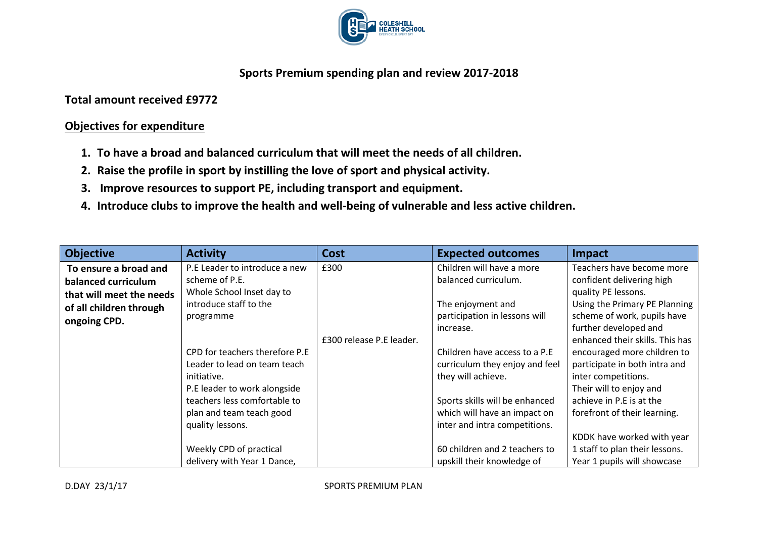## Sports Premium spending plan and review 2017-2018

**Total amount received £9772**

**Objectives for expenditure**

1. **To have a broad and balanced curriculum that will meet the needs of all children.**
2. **Raise the profile in sport by instilling the love of sport and physical activity.**
3. **Improve resources to support PE, including transport and equipment.**
4. **Introduce clubs to improve the health and well-being of vulnerable and less active children.**

| Objective | Activity | Cost | Expected outcomes | Impact |
|---|---|---|---|---|
| **To ensure a broad and balanced curriculum that will meet the needs of all children through ongoing CPD.** | P.E Leader to introduce a new scheme of P.E.<br>Whole School Inset day to introduce staff to the programme<br><br>CPD for teachers therefore P.E Leader to lead on team teach initiative.<br>P.E leader to work alongside teachers less comfortable to plan and team teach good quality lessons.<br><br>Weekly CPD of practical delivery with Year 1 Dance, | £300<br><br><br><br><br>£300 release P.E leader. | Children will have a more balanced curriculum.<br><br>The enjoyment and participation in lessons will increase.<br><br>Children have access to a P.E curriculum they enjoy and feel they will achieve.<br><br>Sports skills will be enhanced which will have an impact on inter and intra competitions.<br><br>60 children and 2 teachers to upskill their knowledge of | Teachers have become more confident delivering high quality PE lessons.<br>Using the Primary PE Planning scheme of work, pupils have further developed and enhanced their skills. This has encouraged more children to participate in both intra and inter competitions.<br>Their will to enjoy and achieve in P.E is at the forefront of their learning.<br><br>KDDK have worked with year 1 staff to plan their lessons. Year 1 pupils will showcase |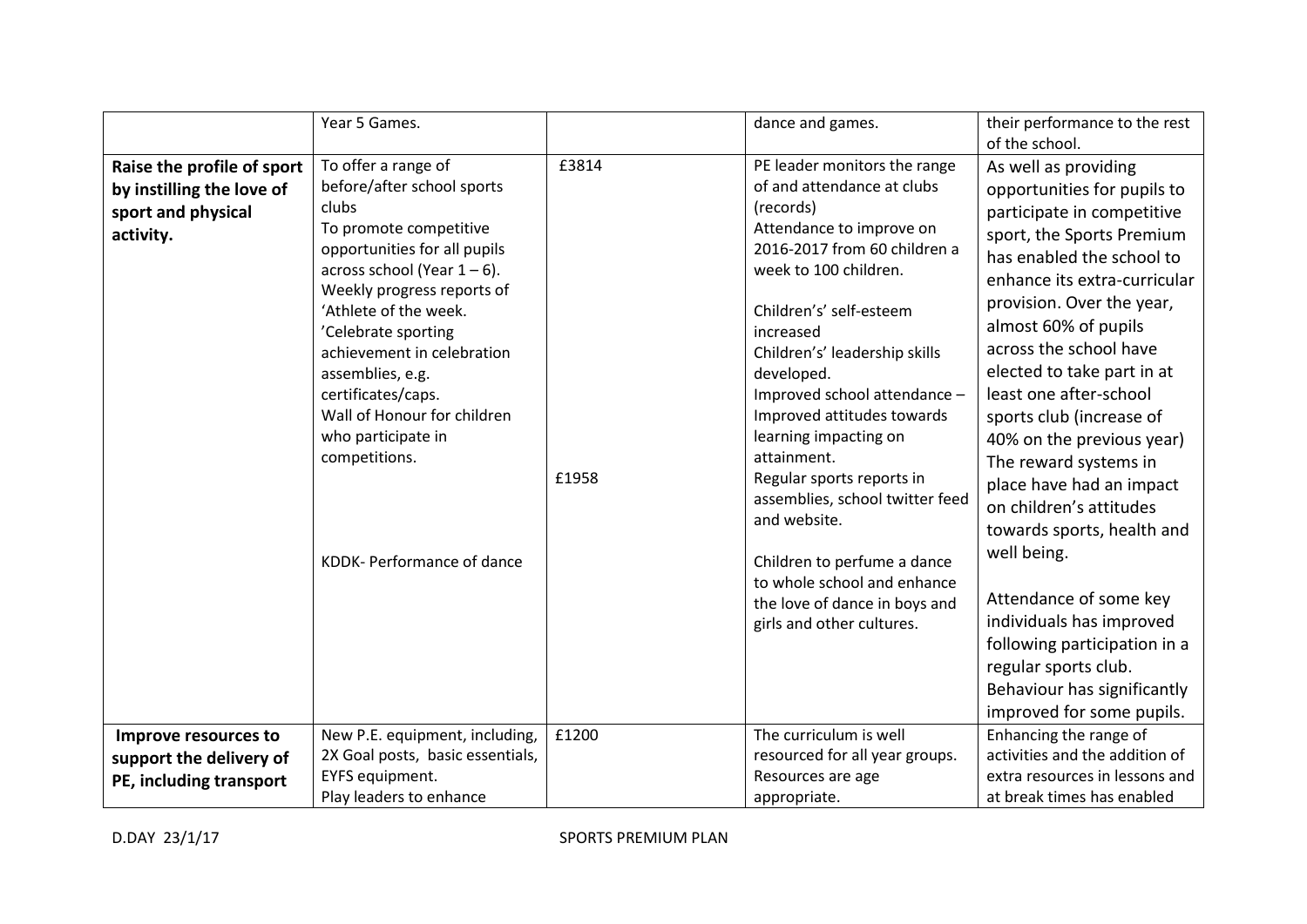| | | | | |
|---|---|---|---|---|
| | Year 5 Games. | | dance and games. | their performance to the rest of the school. |
| **Raise the profile of sport by instilling the love of sport and physical activity.** | To offer a range of before/after school sports clubs<br>To promote competitive opportunities for all pupils across school (Year 1 – 6).<br>Weekly progress reports of 'Athlete of the week.<br>'Celebrate sporting achievement in celebration assemblies, e.g. certificates/caps.<br>Wall of Honour for children who participate in competitions.<br><br>KDDK- Performance of dance | £3814<br><br>£1958 | PE leader monitors the range of and attendance at clubs (records)<br>Attendance to improve on 2016-2017 from 60 children a week to 100 children.<br><br>Childrens' self-esteem increased<br>Childrens' leadership skills developed.<br>Improved school attendance – Improved attitudes towards learning impacting on attainment.<br>Regular sports reports in assemblies, school twitter feed and website.<br><br>Children to perfume a dance to whole school and enhance the love of dance in boys and girls and other cultures. | As well as providing opportunities for pupils to participate in competitive sport, the Sports Premium has enabled the school to enhance its extra-curricular provision. Over the year, almost 60% of pupils across the school have elected to take part in at least one after-school sports club (increase of 40% on the previous year) The reward systems in place have had an impact on children's attitudes towards sports, health and well being.<br><br>Attendance of some key individuals has improved following participation in a regular sports club. Behaviour has significantly improved for some pupils. |
| **Improve resources to support the delivery of PE, including transport** | New P.E. equipment, including, 2X Goal posts, basic essentials, EYFS equipment.<br>Play leaders to enhance | £1200 | The curriculum is well resourced for all year groups. Resources are age appropriate. | Enhancing the range of activities and the addition of extra resources in lessons and at break times has enabled |

D.DAY 23/1/17 SPORTS PREMIUM PLAN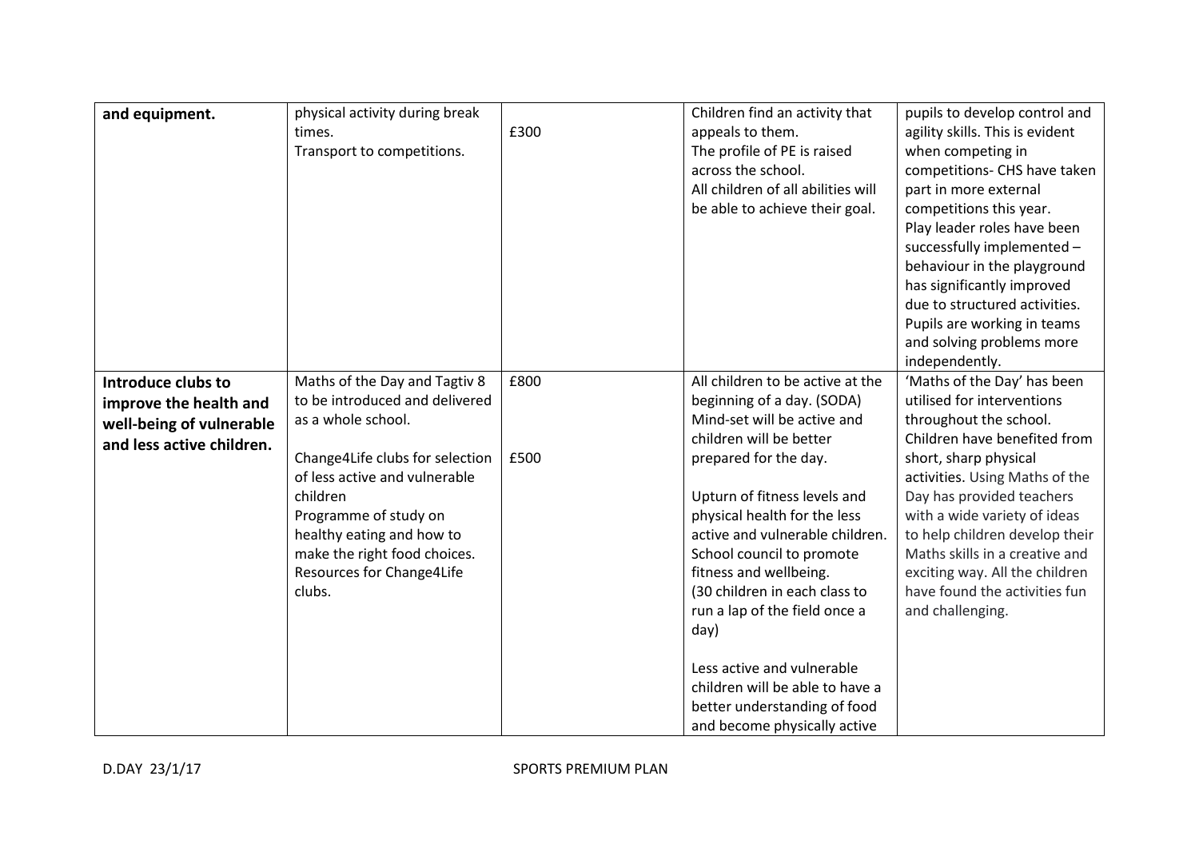| | | | | |
|---|---|---|---|---|
| **and equipment.** | physical activity during break times.<br>Transport to competitions. | £300 | Children find an activity that appeals to them.<br>The profile of PE is raised across the school.<br>All children of all abilities will be able to achieve their goal. | pupils to develop control and agility skills. This is evident when competing in competitions- CHS have taken part in more external competitions this year.<br>Play leader roles have been successfully implemented – behaviour in the playground has significantly improved due to structured activities. Pupils are working in teams and solving problems more independently. |
| **Introduce clubs to improve the health and well-being of vulnerable and less active children.** | Maths of the Day and Tagtiv 8 to be introduced and delivered as a whole school.<br><br>Change4Life clubs for selection of less active and vulnerable children<br>Programme of study on healthy eating and how to make the right food choices.<br>Resources for Change4Life clubs. | £800<br><br><br>£500 | All children to be active at the beginning of a day. (SODA)<br>Mind-set will be active and children will be better prepared for the day.<br><br>Upturn of fitness levels and physical health for the less active and vulnerable children.<br>School council to promote fitness and wellbeing.<br>(30 children in each class to run a lap of the field once a day)<br><br>Less active and vulnerable children will be able to have a better understanding of food and become physically active | 'Maths of the Day' has been utilised for interventions throughout the school.<br>Children have benefited from short, sharp physical activities. Using Maths of the Day has provided teachers with a wide variety of ideas to help children develop their Maths skills in a creative and exciting way. All the children have found the activities fun and challenging. |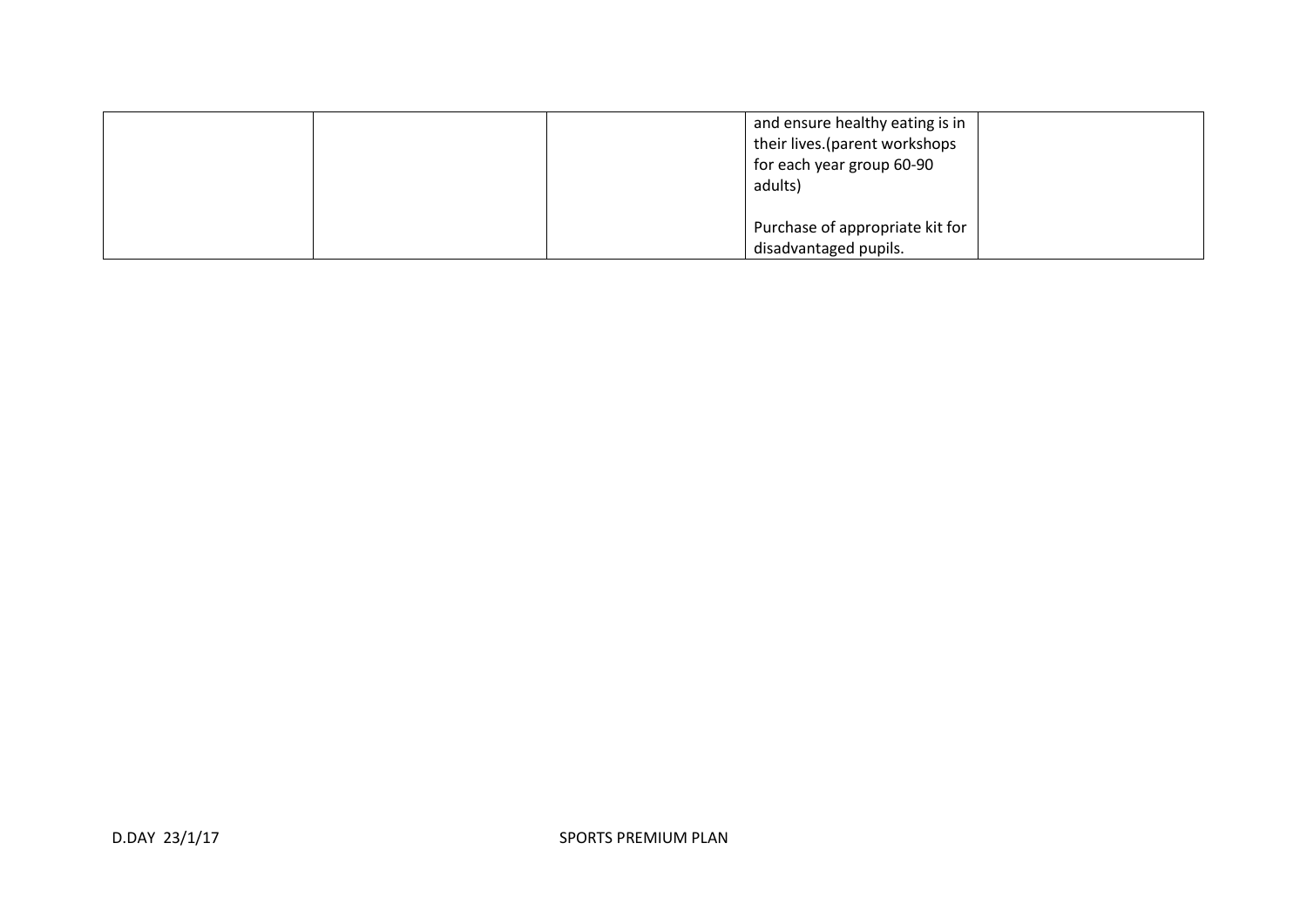| | | | | |
|---|---|---|---|---|
| | | | and ensure healthy eating is in their lives.(parent workshops for each year group 60-90 adults)<br><br>Purchase of appropriate kit for disadvantaged pupils. | |